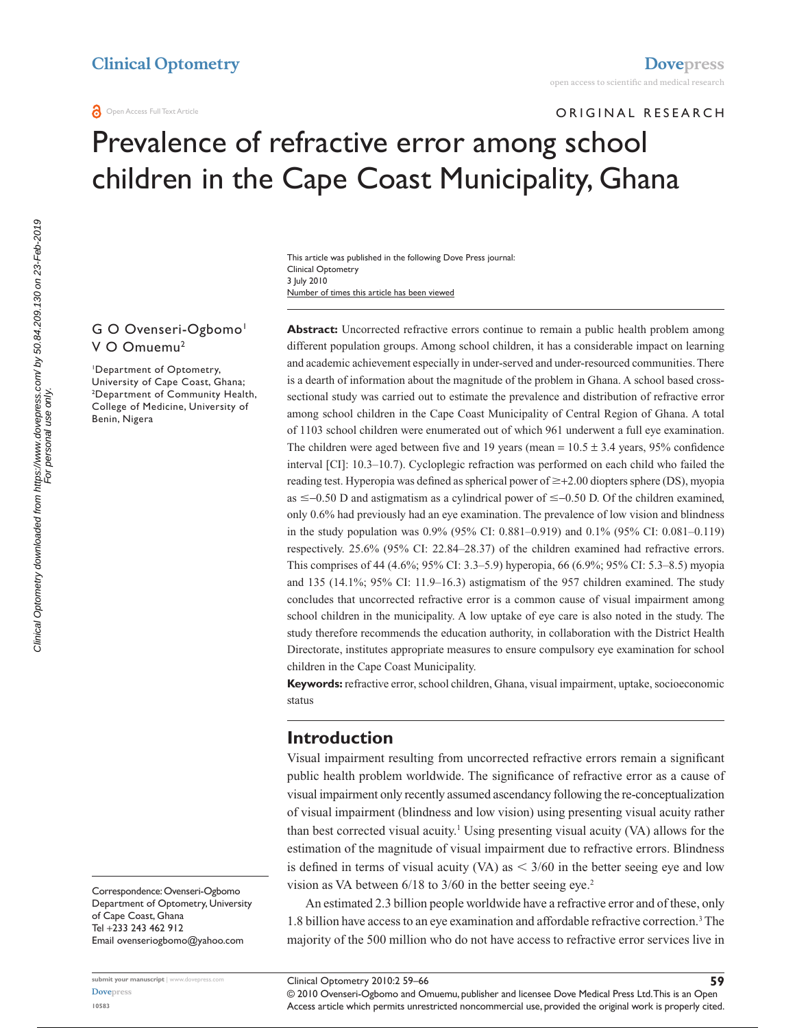Clinical Optometry

Dovepress

open access to scientific and medical research

Open Access Full Text Article

ORIGINAL RESEARCH

# Prevalence of refractive error among school children in the Cape Coast Municipality, Ghana

This article was published in the following Dove Press journal:
Clinical Optometry
3 July 2010
Number of times this article has been viewed

G O Ovenseri-Ogbomo[1]
V O Omuemu[2]

[1]Department of Optometry, University of Cape Coast, Ghana; [2]Department of Community Health, College of Medicine, University of Benin, Nigera

**Abstract:** Uncorrected refractive errors continue to remain a public health problem among different population groups. Among school children, it has a considerable impact on learning and academic achievement especially in under-served and under-resourced communities. There is a dearth of information about the magnitude of the problem in Ghana. A school based cross-sectional study was carried out to estimate the prevalence and distribution of refractive error among school children in the Cape Coast Municipality of Central Region of Ghana. A total of 1103 school children were enumerated out of which 961 underwent a full eye examination. The children were aged between five and 19 years (mean = 10.5 ± 3.4 years, 95% confidence interval [CI]: 10.3–10.7). Cycloplegic refraction was performed on each child who failed the reading test. Hyperopia was defined as spherical power of ≥+2.00 diopters sphere (DS), myopia as ≤–0.50 D and astigmatism as a cylindrical power of ≤–0.50 D. Of the children examined, only 0.6% had previously had an eye examination. The prevalence of low vision and blindness in the study population was 0.9% (95% CI: 0.881–0.919) and 0.1% (95% CI: 0.081–0.119) respectively. 25.6% (95% CI: 22.84–28.37) of the children examined had refractive errors. This comprises of 44 (4.6%; 95% CI: 3.3–5.9) hyperopia, 66 (6.9%; 95% CI: 5.3–8.5) myopia and 135 (14.1%; 95% CI: 11.9–16.3) astigmatism of the 957 children examined. The study concludes that uncorrected refractive error is a common cause of visual impairment among school children in the municipality. A low uptake of eye care is also noted in the study. The study therefore recommends the education authority, in collaboration with the District Health Directorate, institutes appropriate measures to ensure compulsory eye examination for school children in the Cape Coast Municipality.

**Keywords:** refractive error, school children, Ghana, visual impairment, uptake, socioeconomic status

## Introduction

Visual impairment resulting from uncorrected refractive errors remain a significant public health problem worldwide. The significance of refractive error as a cause of visual impairment only recently assumed ascendancy following the re-conceptualization of visual impairment (blindness and low vision) using presenting visual acuity rather than best corrected visual acuity.[1] Using presenting visual acuity (VA) allows for the estimation of the magnitude of visual impairment due to refractive errors. Blindness is defined in terms of visual acuity (VA) as < 3/60 in the better seeing eye and low vision as VA between 6/18 to 3/60 in the better seeing eye.[2]

An estimated 2.3 billion people worldwide have a refractive error and of these, only 1.8 billion have access to an eye examination and affordable refractive correction.[3] The majority of the 500 million who do not have access to refractive error services live in

Correspondence: Ovenseri-Ogbomo
Department of Optometry, University of Cape Coast, Ghana
Tel +233 243 462 912
Email ovenseriogbomo@yahoo.com

© 2010 Ovenseri-Ogbomo and Omuemu, publisher and licensee Dove Medical Press Ltd. This is an Open Access article which permits unrestricted noncommercial use, provided the original work is properly cited.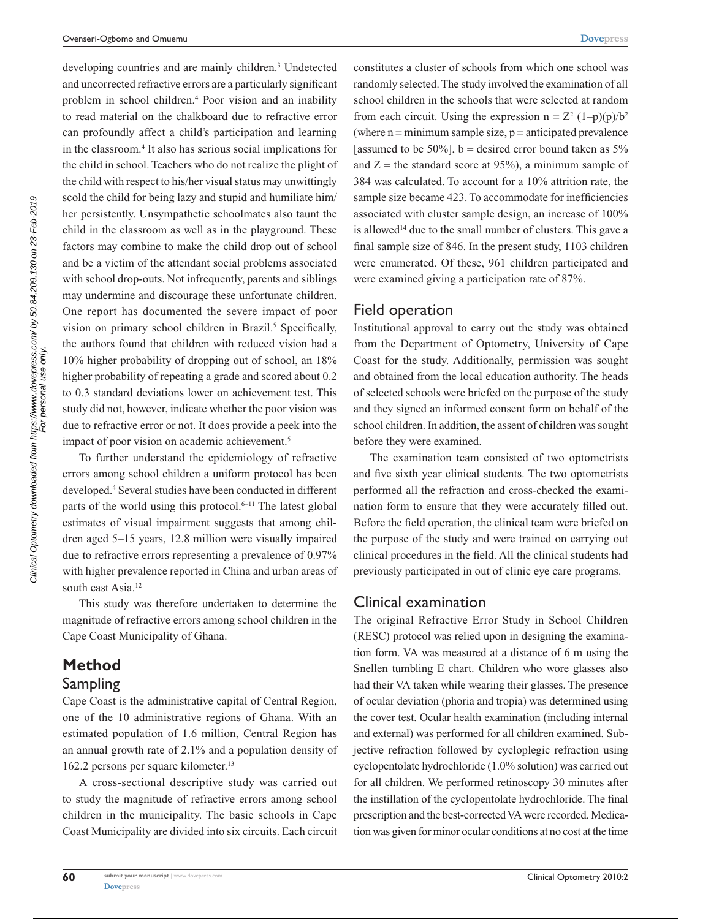developing countries and are mainly children.[3] Undetected and uncorrected refractive errors are a particularly significant problem in school children.[4] Poor vision and an inability to read material on the chalkboard due to refractive error can profoundly affect a child's participation and learning in the classroom.[4] It also has serious social implications for the child in school. Teachers who do not realize the plight of the child with respect to his/her visual status may unwittingly scold the child for being lazy and stupid and humiliate him/her persistently. Unsympathetic schoolmates also taunt the child in the classroom as well as in the playground. These factors may combine to make the child drop out of school and be a victim of the attendant social problems associated with school drop-outs. Not infrequently, parents and siblings may undermine and discourage these unfortunate children. One report has documented the severe impact of poor vision on primary school children in Brazil.[5] Specifically, the authors found that children with reduced vision had a 10% higher probability of dropping out of school, an 18% higher probability of repeating a grade and scored about 0.2 to 0.3 standard deviations lower on achievement test. This study did not, however, indicate whether the poor vision was due to refractive error or not. It does provide a peek into the impact of poor vision on academic achievement.[5]

To further understand the epidemiology of refractive errors among school children a uniform protocol has been developed.[4] Several studies have been conducted in different parts of the world using this protocol.[6–11] The latest global estimates of visual impairment suggests that among children aged 5–15 years, 12.8 million were visually impaired due to refractive errors representing a prevalence of 0.97% with higher prevalence reported in China and urban areas of south east Asia.[12]

This study was therefore undertaken to determine the magnitude of refractive errors among school children in the Cape Coast Municipality of Ghana.

# Method

## Sampling

Cape Coast is the administrative capital of Central Region, one of the 10 administrative regions of Ghana. With an estimated population of 1.6 million, Central Region has an annual growth rate of 2.1% and a population density of 162.2 persons per square kilometer.[13]

A cross-sectional descriptive study was carried out to study the magnitude of refractive errors among school children in the municipality. The basic schools in Cape Coast Municipality are divided into six circuits. Each circuit constitutes a cluster of schools from which one school was randomly selected. The study involved the examination of all school children in the schools that were selected at random from each circuit. Using the expression $n = Z^2 (1–p)(p)/b^2$ (where n = minimum sample size, p = anticipated prevalence [assumed to be 50%], b = desired error bound taken as 5% and Z = the standard score at 95%), a minimum sample of 384 was calculated. To account for a 10% attrition rate, the sample size became 423. To accommodate for inefficiencies associated with cluster sample design, an increase of 100% is allowed[14] due to the small number of clusters. This gave a final sample size of 846. In the present study, 1103 children were enumerated. Of these, 961 children participated and were examined giving a participation rate of 87%.

## Field operation

Institutional approval to carry out the study was obtained from the Department of Optometry, University of Cape Coast for the study. Additionally, permission was sought and obtained from the local education authority. The heads of selected schools were briefed on the purpose of the study and they signed an informed consent form on behalf of the school children. In addition, the assent of children was sought before they were examined.

The examination team consisted of two optometrists and five sixth year clinical students. The two optometrists performed all the refraction and cross-checked the examination form to ensure that they were accurately filled out. Before the field operation, the clinical team were briefed on the purpose of the study and were trained on carrying out clinical procedures in the field. All the clinical students had previously participated in out of clinic eye care programs.

## Clinical examination

The original Refractive Error Study in School Children (RESC) protocol was relied upon in designing the examination form. VA was measured at a distance of 6 m using the Snellen tumbling E chart. Children who wore glasses also had their VA taken while wearing their glasses. The presence of ocular deviation (phoria and tropia) was determined using the cover test. Ocular health examination (including internal and external) was performed for all children examined. Subjective refraction followed by cycloplegic refraction using cyclopentolate hydrochloride (1.0% solution) was carried out for all children. We performed retinoscopy 30 minutes after the instillation of the cyclopentolate hydrochloride. The final prescription and the best-corrected VA were recorded. Medication was given for minor ocular conditions at no cost at the time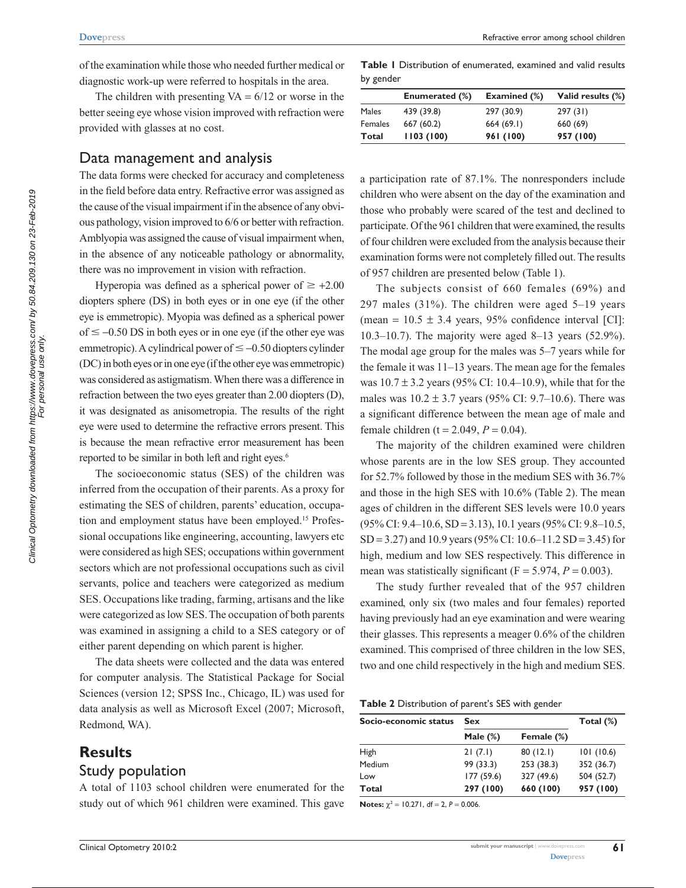of the examination while those who needed further medical or diagnostic work-up were referred to hospitals in the area.

The children with presenting VA = 6/12 or worse in the better seeing eye whose vision improved with refraction were provided with glasses at no cost.

## Data management and analysis

The data forms were checked for accuracy and completeness in the field before data entry. Refractive error was assigned as the cause of the visual impairment if in the absence of any obvious pathology, vision improved to 6/6 or better with refraction. Amblyopia was assigned the cause of visual impairment when, in the absence of any noticeable pathology or abnormality, there was no improvement in vision with refraction.

Hyperopia was defined as a spherical power of $\geq +2.00$ diopters sphere (DS) in both eyes or in one eye (if the other eye is emmetropic). Myopia was defined as a spherical power of $\leq -0.50$ DS in both eyes or in one eye (if the other eye was emmetropic). A cylindrical power of $\leq -0.50$ diopters cylinder (DC) in both eyes or in one eye (if the other eye was emmetropic) was considered as astigmatism. When there was a difference in refraction between the two eyes greater than 2.00 diopters (D), it was designated as anisometropia. The results of the right eye were used to determine the refractive errors present. This is because the mean refractive error measurement has been reported to be similar in both left and right eyes.[6]

The socioeconomic status (SES) of the children was inferred from the occupation of their parents. As a proxy for estimating the SES of children, parents' education, occupation and employment status have been employed.[15] Professional occupations like engineering, accounting, lawyers etc were considered as high SES; occupations within government sectors which are not professional occupations such as civil servants, police and teachers were categorized as medium SES. Occupations like trading, farming, artisans and the like were categorized as low SES. The occupation of both parents was examined in assigning a child to a SES category or of either parent depending on which parent is higher.

The data sheets were collected and the data was entered for computer analysis. The Statistical Package for Social Sciences (version 12; SPSS Inc., Chicago, IL) was used for data analysis as well as Microsoft Excel (2007; Microsoft, Redmond, WA).

# Results

## Study population

A total of 1103 school children were enumerated for the study out of which 961 children were examined. This gave a participation rate of 87.1%. The nonresponders include children who were absent on the day of the examination and those who probably were scared of the test and declined to participate. Of the 961 children that were examined, the results of four children were excluded from the analysis because their examination forms were not completely filled out. The results of 957 children are presented below (Table 1).

**Table 1** Distribution of enumerated, examined and valid results by gender

| | Enumerated (%) | Examined (%) | Valid results (%) |
|---|---|---|---|
| Males | 439 (39.8) | 297 (30.9) | 297 (31) |
| Females | 667 (60.2) | 664 (69.1) | 660 (69) |
| **Total** | **1103 (100)** | **961 (100)** | **957 (100)** |

The subjects consist of 660 females (69%) and 297 males (31%). The children were aged 5–19 years (mean = 10.5 ± 3.4 years, 95% confidence interval [CI]: 10.3–10.7). The majority were aged 8–13 years (52.9%). The modal age group for the males was 5–7 years while for the female it was 11–13 years. The mean age for the females was 10.7 ± 3.2 years (95% CI: 10.4–10.9), while that for the males was 10.2 ± 3.7 years (95% CI: 9.7–10.6). There was a significant difference between the mean age of male and female children ($t = 2.049$, $P = 0.04$).

The majority of the children examined were children whose parents are in the low SES group. They accounted for 52.7% followed by those in the medium SES with 36.7% and those in the high SES with 10.6% (Table 2). The mean ages of children in the different SES levels were 10.0 years (95% CI: 9.4–10.6, SD = 3.13), 10.1 years (95% CI: 9.8–10.5, SD = 3.27) and 10.9 years (95% CI: 10.6–11.2 SD = 3.45) for high, medium and low SES respectively. This difference in mean was statistically significant ($F = 5.974$, $P = 0.003$).

The study further revealed that of the 957 children examined, only six (two males and four females) reported having previously had an eye examination and were wearing their glasses. This represents a meager 0.6% of the children examined. This comprised of three children in the low SES, two and one child respectively in the high and medium SES.

**Table 2** Distribution of parent's SES with gender

| Socio-economic status | Sex | | Total (%) |
|---|---|---|---|
| | Male (%) | Female (%) | |
| High | 21 (7.1) | 80 (12.1) | 101 (10.6) |
| Medium | 99 (33.3) | 253 (38.3) | 352 (36.7) |
| Low | 177 (59.6) | 327 (49.6) | 504 (52.7) |
| **Total** | **297 (100)** | **660 (100)** | **957 (100)** |

**Notes:** $\chi^2 = 10.271$, df = 2, $P = 0.006$.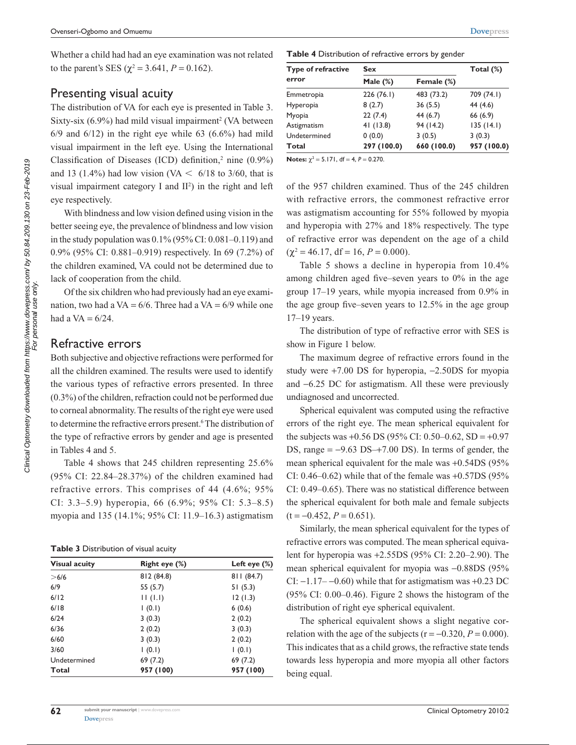Whether a child had had an eye examination was not related to the parent's SES ($\chi^2 = 3.641$, $P = 0.162$).

## Presenting visual acuity

The distribution of VA for each eye is presented in Table 3. Sixty-six (6.9%) had mild visual impairment[2] (VA between 6/9 and 6/12) in the right eye while 63 (6.6%) had mild visual impairment in the left eye. Using the International Classification of Diseases (ICD) definition,[2] nine (0.9%) and 13 (1.4%) had low vision (VA < 6/18 to 3/60, that is visual impairment category I and II[2]) in the right and left eye respectively.

With blindness and low vision defined using vision in the better seeing eye, the prevalence of blindness and low vision in the study population was 0.1% (95% CI: 0.081–0.119) and 0.9% (95% CI: 0.881–0.919) respectively. In 69 (7.2%) of the children examined, VA could not be determined due to lack of cooperation from the child.

Of the six children who had previously had an eye examination, two had a VA = 6/6. Three had a VA = 6/9 while one had a VA = 6/24.

## Refractive errors

Both subjective and objective refractions were performed for all the children examined. The results were used to identify the various types of refractive errors presented. In three (0.3%) of the children, refraction could not be performed due to corneal abnormality. The results of the right eye were used to determine the refractive errors present.[6] The distribution of the type of refractive errors by gender and age is presented in Tables 4 and 5.

Table 4 shows that 245 children representing 25.6% (95% CI: 22.84–28.37%) of the children examined had refractive errors. This comprises of 44 (4.6%; 95% CI: 3.3–5.9) hyperopia, 66 (6.9%; 95% CI: 5.3–8.5) myopia and 135 (14.1%; 95% CI: 11.9–16.3) astigmatism of the 957 children examined. Thus of the 245 children with refractive errors, the commonest refractive error was astigmatism accounting for 55% followed by myopia and hyperopia with 27% and 18% respectively. The type of refractive error was dependent on the age of a child ($\chi^2 = 46.17$, df = 16, $P = 0.000$).

**Table 3** Distribution of visual acuity

| Visual acuity | Right eye (%) | Left eye (%) |
|---|---|---|
| >6/6 | 812 (84.8) | 811 (84.7) |
| 6/9 | 55 (5.7) | 51 (5.3) |
| 6/12 | 11 (1.1) | 12 (1.3) |
| 6/18 | 1 (0.1) | 6 (0.6) |
| 6/24 | 3 (0.3) | 2 (0.2) |
| 6/36 | 2 (0.2) | 3 (0.3) |
| 6/60 | 3 (0.3) | 2 (0.2) |
| 3/60 | 1 (0.1) | 1 (0.1) |
| Undetermined | 69 (7.2) | 69 (7.2) |
| **Total** | **957 (100)** | **957 (100)** |

**Table 4** Distribution of refractive errors by gender

| Type of refractive error | Sex | | Total (%) |
|---|---|---|---|
| | Male (%) | Female (%) | |
| Emmetropia | 226 (76.1) | 483 (73.2) | 709 (74.1) |
| Hyperopia | 8 (2.7) | 36 (5.5) | 44 (4.6) |
| Myopia | 22 (7.4) | 44 (6.7) | 66 (6.9) |
| Astigmatism | 41 (13.8) | 94 (14.2) | 135 (14.1) |
| Undetermined | 0 (0.0) | 3 (0.5) | 3 (0.3) |
| **Total** | **297 (100.0)** | **660 (100.0)** | **957 (100.0)** |

**Notes:** $\chi^2 = 5.171$, df = 4, $P = 0.270$.

Table 5 shows a decline in hyperopia from 10.4% among children aged five–seven years to 0% in the age group 17–19 years, while myopia increased from 0.9% in the age group five–seven years to 12.5% in the age group 17–19 years.

The distribution of type of refractive error with SES is show in Figure 1 below.

The maximum degree of refractive errors found in the study were +7.00 DS for hyperopia, −2.50DS for myopia and −6.25 DC for astigmatism. All these were previously undiagnosed and uncorrected.

Spherical equivalent was computed using the refractive errors of the right eye. The mean spherical equivalent for the subjects was +0.56 DS (95% CI: 0.50–0.62, SD = +0.97 DS, range = −9.63 DS–+7.00 DS). In terms of gender, the mean spherical equivalent for the male was +0.54DS (95% CI: 0.46–0.62) while that of the female was +0.57DS (95% CI: 0.49–0.65). There was no statistical difference between the spherical equivalent for both male and female subjects ($t = -0.452$, $P = 0.651$).

Similarly, the mean spherical equivalent for the types of refractive errors was computed. The mean spherical equivalent for hyperopia was +2.55DS (95% CI: 2.20–2.90). The mean spherical equivalent for myopia was −0.88DS (95% CI: −1.17– −0.60) while that for astigmatism was +0.23 DC (95% CI: 0.00–0.46). Figure 2 shows the histogram of the distribution of right eye spherical equivalent.

The spherical equivalent shows a slight negative correlation with the age of the subjects ($r = -0.320$, $P = 0.000$). This indicates that as a child grows, the refractive state tends towards less hyperopia and more myopia all other factors being equal.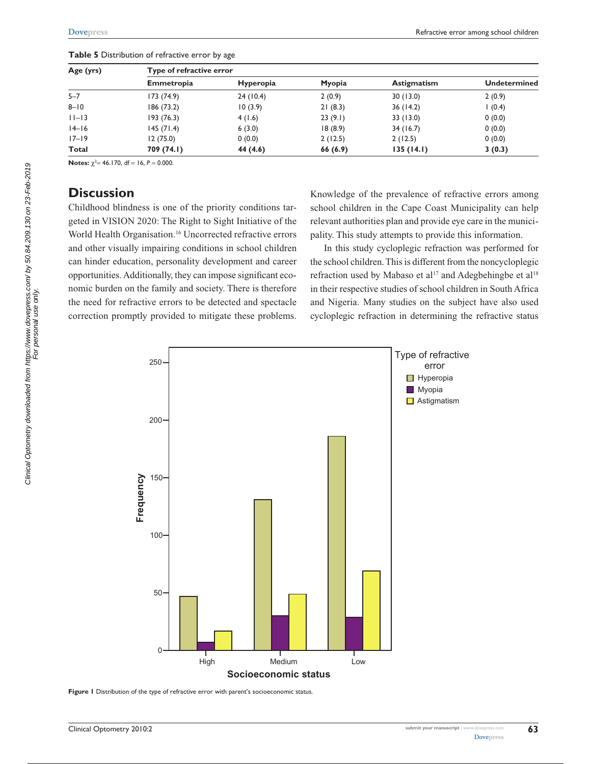**Table 5** Distribution of refractive error by age

| Age (yrs) | Type of refractive error | | | | |
|---|---|---|---|---|---|
| | Emmetropia | Hyperopia | Myopia | Astigmatism | Undetermined |
| 5–7 | 173 (74.9) | 24 (10.4) | 2 (0.9) | 30 (13.0) | 2 (0.9) |
| 8–10 | 186 (73.2) | 10 (3.9) | 21 (8.3) | 36 (14.2) | 1 (0.4) |
| 11–13 | 193 (76.3) | 4 (1.6) | 23 (9.1) | 33 (13.0) | 0 (0.0) |
| 14–16 | 145 (71.4) | 6 (3.0) | 18 (8.9) | 34 (16.7) | 0 (0.0) |
| 17–19 | 12 (75.0) | 0 (0.0) | 2 (12.5) | 2 (12.5) | 0 (0.0) |
| **Total** | **709 (74.1)** | **44 (4.6)** | **66 (6.9)** | **135 (14.1)** | **3 (0.3)** |

**Notes:** $\chi^2 = 46.170$, df = 16, $P = 0.000$.

## Discussion

Childhood blindness is one of the priority conditions targeted in VISION 2020: The Right to Sight Initiative of the World Health Organisation.[16] Uncorrected refractive errors and other visually impairing conditions in school children can hinder education, personality development and career opportunities. Additionally, they can impose significant economic burden on the family and society. There is therefore the need for refractive errors to be detected and spectacle correction promptly provided to mitigate these problems. Knowledge of the prevalence of refractive errors among school children in the Cape Coast Municipality can help relevant authorities plan and provide eye care in the municipality. This study attempts to provide this information.

In this study cycloplegic refraction was performed for the school children. This is different from the noncycloplegic refraction used by Mabaso et al[17] and Adegbehingbe et al[18] in their respective studies of school children in South Africa and Nigeria. Many studies on the subject have also used cycloplegic refraction in determining the refractive status

**Figure 1** Distribution of the type of refractive error with parent's socioeconomic status.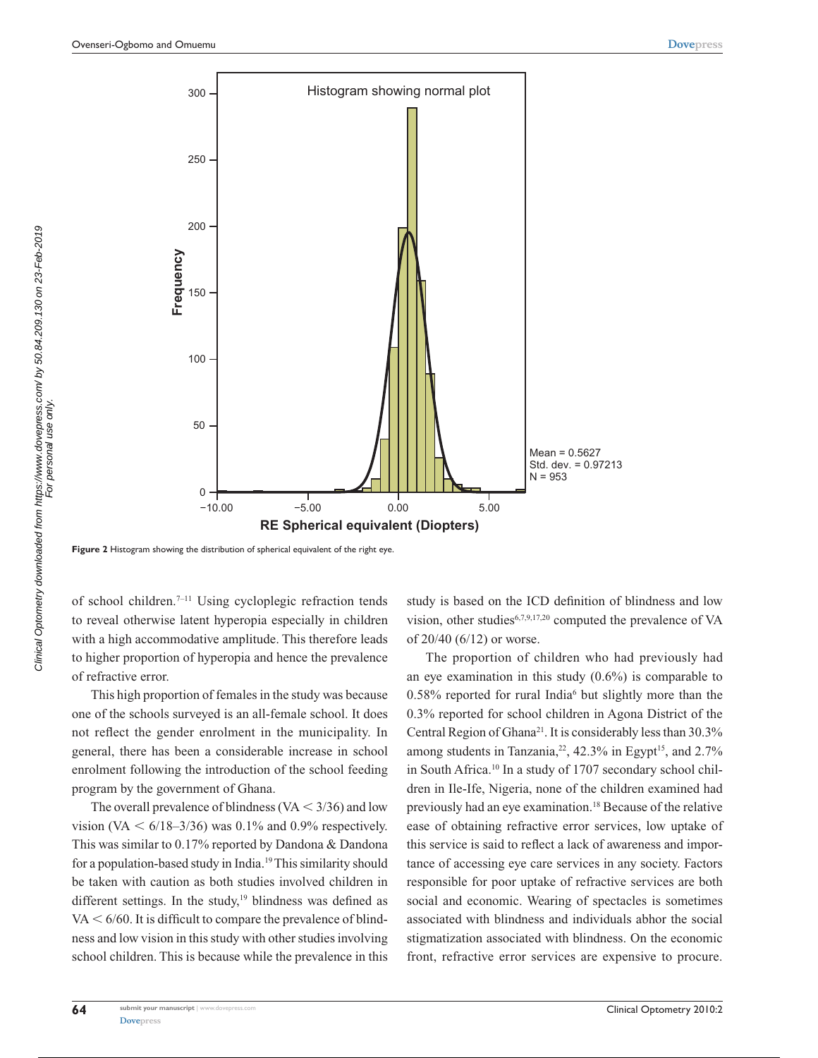Figure 2 Histogram showing the distribution of spherical equivalent of the right eye.

of school children.[7–11] Using cycloplegic refraction tends to reveal otherwise latent hyperopia especially in children with a high accommodative amplitude. This therefore leads to higher proportion of hyperopia and hence the prevalence of refractive error.

This high proportion of females in the study was because one of the schools surveyed is an all-female school. It does not reflect the gender enrolment in the municipality. In general, there has been a considerable increase in school enrolment following the introduction of the school feeding program by the government of Ghana.

The overall prevalence of blindness (VA < 3/36) and low vision (VA < 6/18–3/36) was 0.1% and 0.9% respectively. This was similar to 0.17% reported by Dandona & Dandona for a population-based study in India.[19] This similarity should be taken with caution as both studies involved children in different settings. In the study,[19] blindness was defined as VA < 6/60. It is difficult to compare the prevalence of blindness and low vision in this study with other studies involving school children. This is because while the prevalence in this study is based on the ICD definition of blindness and low vision, other studies[6,7,9,17,20] computed the prevalence of VA of 20/40 (6/12) or worse.

The proportion of children who had previously had an eye examination in this study (0.6%) is comparable to 0.58% reported for rural India[6] but slightly more than the 0.3% reported for school children in Agona District of the Central Region of Ghana[21]. It is considerably less than 30.3% among students in Tanzania,[22], 42.3% in Egypt[15], and 2.7% in South Africa.[10] In a study of 1707 secondary school children in Ile-Ife, Nigeria, none of the children examined had previously had an eye examination.[18] Because of the relative ease of obtaining refractive error services, low uptake of this service is said to reflect a lack of awareness and importance of accessing eye care services in any society. Factors responsible for poor uptake of refractive services are both social and economic. Wearing of spectacles is sometimes associated with blindness and individuals abhor the social stigmatization associated with blindness. On the economic front, refractive error services are expensive to procure.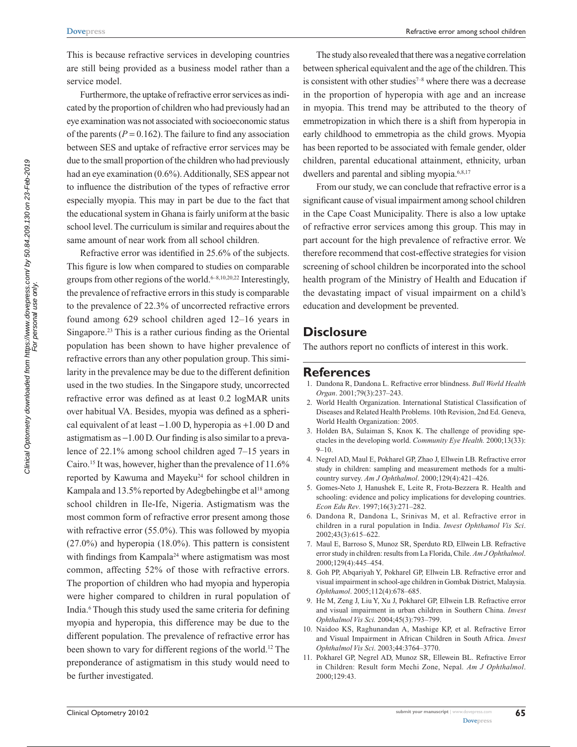This is because refractive services in developing countries are still being provided as a business model rather than a service model.

Furthermore, the uptake of refractive error services as indicated by the proportion of children who had previously had an eye examination was not associated with socioeconomic status of the parents ($P = 0.162$). The failure to find any association between SES and uptake of refractive error services may be due to the small proportion of the children who had previously had an eye examination (0.6%). Additionally, SES appear not to influence the distribution of the types of refractive error especially myopia. This may in part be due to the fact that the educational system in Ghana is fairly uniform at the basic school level. The curriculum is similar and requires about the same amount of near work from all school children.

Refractive error was identified in 25.6% of the subjects. This figure is low when compared to studies on comparable groups from other regions of the world.[6–8,10,20,22] Interestingly, the prevalence of refractive errors in this study is comparable to the prevalence of 22.3% of uncorrected refractive errors found among 629 school children aged 12–16 years in Singapore.[23] This is a rather curious finding as the Oriental population has been shown to have higher prevalence of refractive errors than any other population group. This similarity in the prevalence may be due to the different definition used in the two studies. In the Singapore study, uncorrected refractive error was defined as at least 0.2 logMAR units over habitual VA. Besides, myopia was defined as a spherical equivalent of at least −1.00 D, hyperopia as +1.00 D and astigmatism as −1.00 D. Our finding is also similar to a prevalence of 22.1% among school children aged 7–15 years in Cairo.[15] It was, however, higher than the prevalence of 11.6% reported by Kawuma and Mayeku[24] for school children in Kampala and 13.5% reported by Adegbehingbe et al[18] among school children in Ile-Ife, Nigeria. Astigmatism was the most common form of refractive error present among those with refractive error (55.0%). This was followed by myopia (27.0%) and hyperopia (18.0%). This pattern is consistent with findings from Kampala[24] where astigmatism was most common, affecting 52% of those with refractive errors. The proportion of children who had myopia and hyperopia were higher compared to children in rural population of India.[6] Though this study used the same criteria for defining myopia and hyperopia, this difference may be due to the different population. The prevalence of refractive error has been shown to vary for different regions of the world.[12] The preponderance of astigmatism in this study would need to be further investigated.

The study also revealed that there was a negative correlation between spherical equivalent and the age of the children. This is consistent with other studies[7–8] where there was a decrease in the proportion of hyperopia with age and an increase in myopia. This trend may be attributed to the theory of emmetropization in which there is a shift from hyperopia in early childhood to emmetropia as the child grows. Myopia has been reported to be associated with female gender, older children, parental educational attainment, ethnicity, urban dwellers and parental and sibling myopia.[6,8,17]

From our study, we can conclude that refractive error is a significant cause of visual impairment among school children in the Cape Coast Municipality. There is also a low uptake of refractive error services among this group. This may in part account for the high prevalence of refractive error. We therefore recommend that cost-effective strategies for vision screening of school children be incorporated into the school health program of the Ministry of Health and Education if the devastating impact of visual impairment on a child's education and development be prevented.

## Disclosure

The authors report no conflicts of interest in this work.

## References

1. Dandona R, Dandona L. Refractive error blindness. *Bull World Health Organ*. 2001;79(3):237–243.
2. World Health Organization. International Statistical Classification of Diseases and Related Health Problems. 10th Revision, 2nd Ed. Geneva, World Health Organization: 2005.
3. Holden BA, Sulaiman S, Knox K. The challenge of providing spectacles in the developing world. *Community Eye Health.* 2000;13(33):9–10.
4. Negrel AD, Maul E, Pokharel GP, Zhao J, Ellwein LB. Refractive error study in children: sampling and measurement methods for a multi-country survey. *Am J Ophthalmol*. 2000;129(4):421–426.
5. Gomes-Neto J, Hanushek E, Leite R, Frota-Bezzera R. Health and schooling: evidence and policy implications for developing countries. *Econ Edu Rev*. 1997;16(3):271–282.
6. Dandona R, Dandona L, Srinivas M, et al. Refractive error in children in a rural population in India. *Invest Ophthamol Vis Sci*. 2002;43(3):615–622.
7. Maul E, Barroso S, Munoz SR, Sperduto RD, Ellwein LB. Refractive error study in children: results from La Florida, Chile. *Am J Ophthalmol*. 2000;129(4):445–454.
8. Goh PP, Abqariyah Y, Pokharel GP, Ellwein LB. Refractive error and visual impairment in school-age children in Gombak District, Malaysia. *Ophthamol*. 2005;112(4):678–685.
9. He M, Zeng J, Liu Y, Xu J, Pokharel GP, Ellwein LB. Refractive error and visual impairment in urban children in Southern China. *Invest Ophthalmol Vis Sci.* 2004;45(3):793–799.
10. Naidoo KS, Raghunandan A, Mashige KP, et al. Refractive Error and Visual Impairment in African Children in South Africa. *Invest Ophthalmol Vis Sci*. 2003;44:3764–3770.
11. Pokharel GP, Negrel AD, Munoz SR, Ellewein BL. Refractive Error in Children: Result form Mechi Zone, Nepal. *Am J Ophthalmol*. 2000;129:43.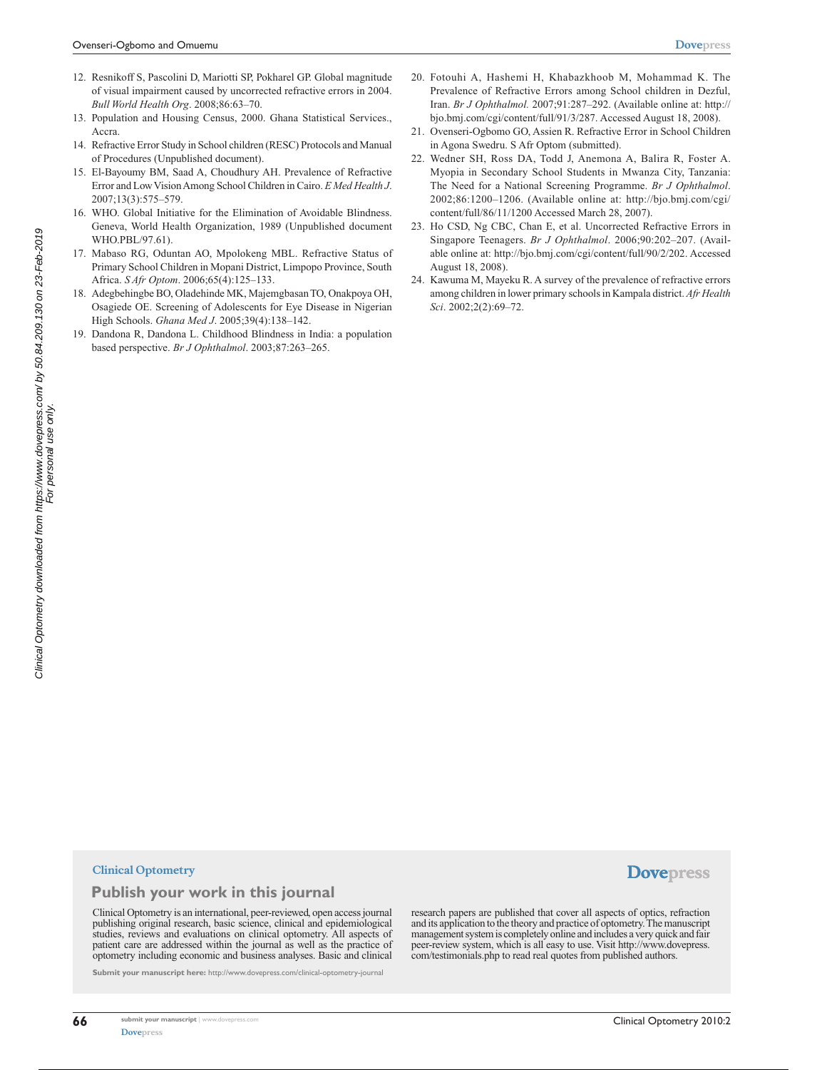12. Resnikoff S, Pascolini D, Mariotti SP, Pokharel GP. Global magnitude of visual impairment caused by uncorrected refractive errors in 2004. *Bull World Health Org*. 2008;86:63–70.
13. Population and Housing Census, 2000. Ghana Statistical Services., Accra.
14. Refractive Error Study in School children (RESC) Protocols and Manual of Procedures (Unpublished document).
15. El-Bayoumy BM, Saad A, Choudhury AH. Prevalence of Refractive Error and Low Vision Among School Children in Cairo. *E Med Health J*. 2007;13(3):575–579.
16. WHO. Global Initiative for the Elimination of Avoidable Blindness. Geneva, World Health Organization, 1989 (Unpublished document WHO.PBL/97.61).
17. Mabaso RG, Oduntan AO, Mpolokeng MBL. Refractive Status of Primary School Children in Mopani District, Limpopo Province, South Africa. *S Afr Optom*. 2006;65(4):125–133.
18. Adegbehingbe BO, Oladehinde MK, Majemgbasan TO, Onakpoya OH, Osagiede OE. Screening of Adolescents for Eye Disease in Nigerian High Schools. *Ghana Med J*. 2005;39(4):138–142.
19. Dandona R, Dandona L. Childhood Blindness in India: a population based perspective. *Br J Ophthalmol*. 2003;87:263–265.
20. Fotouhi A, Hashemi H, Khabazkhoob M, Mohammad K. The Prevalence of Refractive Errors among School children in Dezful, Iran. *Br J Ophthalmol.* 2007;91:287–292. (Available online at: http://bjo.bmj.com/cgi/content/full/91/3/287. Accessed August 18, 2008).
21. Ovenseri-Ogbomo GO, Assien R. Refractive Error in School Children in Agona Swedru. S Afr Optom (submitted).
22. Wedner SH, Ross DA, Todd J, Anemona A, Balira R, Foster A. Myopia in Secondary School Students in Mwanza City, Tanzania: The Need for a National Screening Programme. *Br J Ophthalmol*. 2002;86:1200–1206. (Available online at: http://bjo.bmj.com/cgi/content/full/86/11/1200 Accessed March 28, 2007).
23. Ho CSD, Ng CBC, Chan E, et al. Uncorrected Refractive Errors in Singapore Teenagers. *Br J Ophthalmol*. 2006;90:202–207. (Available online at: http://bjo.bmj.com/cgi/content/full/90/2/202. Accessed August 18, 2008).
24. Kawuma M, Mayeku R. A survey of the prevalence of refractive errors among children in lower primary schools in Kampala district. *Afr Health Sci*. 2002;2(2):69–72.

**Clinical Optometry**

## Publish your work in this journal

Clinical Optometry is an international, peer-reviewed, open access journal publishing original research, basic science, clinical and epidemiological studies, reviews and evaluations on clinical optometry. All aspects of patient care are addressed within the journal as well as the practice of optometry including economic and business analyses. Basic and clinical research papers are published that cover all aspects of optics, refraction and its application to the theory and practice of optometry. The manuscript management system is completely online and includes a very quick and fair peer-review system, which is all easy to use. Visit http://www.dovepress.com/testimonials.php to read real quotes from published authors.

**Submit your manuscript here:** http://www.dovepress.com/clinical-optometry-journal